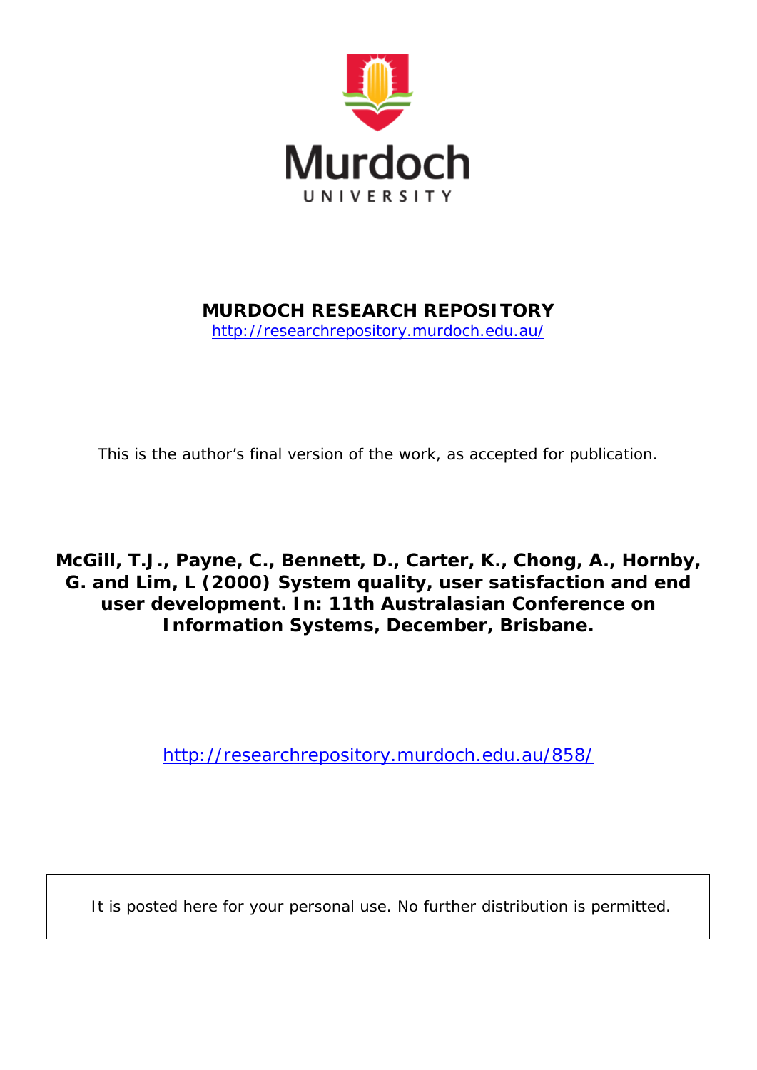Murdoch UNIVERSITY

**MURDOCH RESEARCH REPOSITORY**

http://researchrepository.murdoch.edu.au/

This is the author's final version of the work, as accepted for publication.

**McGill, T.J., Payne, C., Bennett, D., Carter, K., Chong, A., Hornby, G. and Lim, L (2000) System quality, user satisfaction and end user development. In: 11th Australasian Conference on Information Systems, December, Brisbane.**

http://researchrepository.murdoch.edu.au/858/

It is posted here for your personal use. No further distribution is permitted.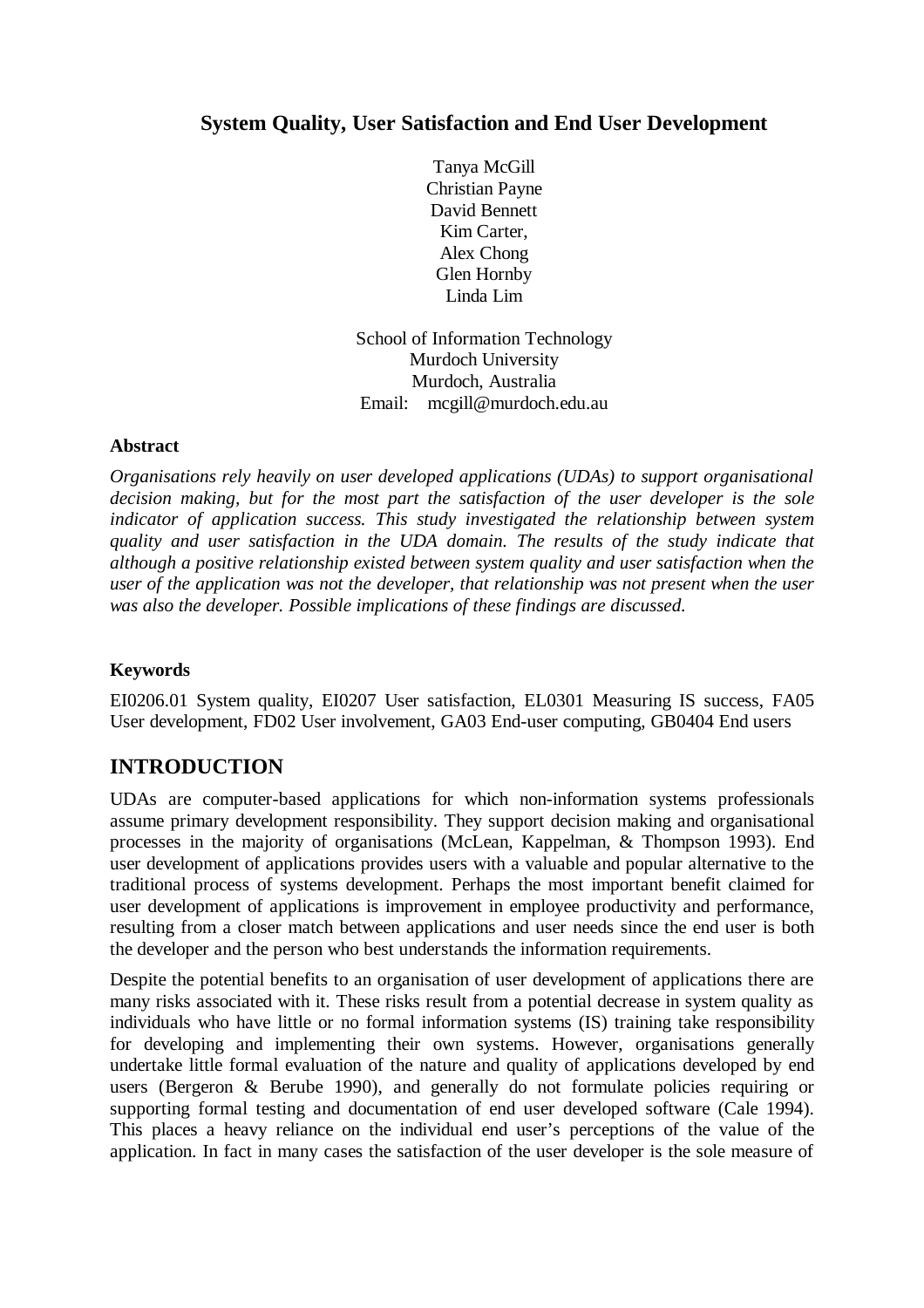**System Quality, User Satisfaction and End User Development**

Tanya McGill
Christian Payne
David Bennett
Kim Carter,
Alex Chong
Glen Hornby
Linda Lim

School of Information Technology
Murdoch University
Murdoch, Australia
Email: mcgill@murdoch.edu.au

#### Abstract

*Organisations rely heavily on user developed applications (UDAs) to support organisational decision making, but for the most part the satisfaction of the user developer is the sole indicator of application success. This study investigated the relationship between system quality and user satisfaction in the UDA domain. The results of the study indicate that although a positive relationship existed between system quality and user satisfaction when the user of the application was not the developer, that relationship was not present when the user was also the developer. Possible implications of these findings are discussed.*

#### Keywords

EI0206.01 System quality, EI0207 User satisfaction, EL0301 Measuring IS success, FA05 User development, FD02 User involvement, GA03 End-user computing, GB0404 End users

## INTRODUCTION

UDAs are computer-based applications for which non-information systems professionals assume primary development responsibility. They support decision making and organisational processes in the majority of organisations (McLean, Kappelman, & Thompson 1993). End user development of applications provides users with a valuable and popular alternative to the traditional process of systems development. Perhaps the most important benefit claimed for user development of applications is improvement in employee productivity and performance, resulting from a closer match between applications and user needs since the end user is both the developer and the person who best understands the information requirements.

Despite the potential benefits to an organisation of user development of applications there are many risks associated with it. These risks result from a potential decrease in system quality as individuals who have little or no formal information systems (IS) training take responsibility for developing and implementing their own systems. However, organisations generally undertake little formal evaluation of the nature and quality of applications developed by end users (Bergeron & Berube 1990), and generally do not formulate policies requiring or supporting formal testing and documentation of end user developed software (Cale 1994). This places a heavy reliance on the individual end user's perceptions of the value of the application. In fact in many cases the satisfaction of the user developer is the sole measure of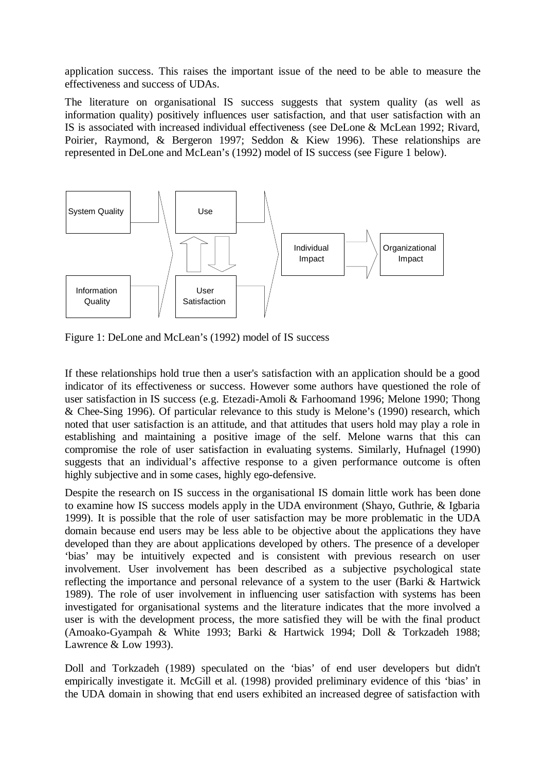application success. This raises the important issue of the need to be able to measure the effectiveness and success of UDAs.

The literature on organisational IS success suggests that system quality (as well as information quality) positively influences user satisfaction, and that user satisfaction with an IS is associated with increased individual effectiveness (see DeLone & McLean 1992; Rivard, Poirier, Raymond, & Bergeron 1997; Seddon & Kiew 1996). These relationships are represented in DeLone and McLean's (1992) model of IS success (see Figure 1 below).

Figure 1: DeLone and McLean's (1992) model of IS success

If these relationships hold true then a user's satisfaction with an application should be a good indicator of its effectiveness or success. However some authors have questioned the role of user satisfaction in IS success (e.g. Etezadi-Amoli & Farhoomand 1996; Melone 1990; Thong & Chee-Sing 1996). Of particular relevance to this study is Melone's (1990) research, which noted that user satisfaction is an attitude, and that attitudes that users hold may play a role in establishing and maintaining a positive image of the self. Melone warns that this can compromise the role of user satisfaction in evaluating systems. Similarly, Hufnagel (1990) suggests that an individual's affective response to a given performance outcome is often highly subjective and in some cases, highly ego-defensive.

Despite the research on IS success in the organisational IS domain little work has been done to examine how IS success models apply in the UDA environment (Shayo, Guthrie, & Igbaria 1999). It is possible that the role of user satisfaction may be more problematic in the UDA domain because end users may be less able to be objective about the applications they have developed than they are about applications developed by others. The presence of a developer 'bias' may be intuitively expected and is consistent with previous research on user involvement. User involvement has been described as a subjective psychological state reflecting the importance and personal relevance of a system to the user (Barki & Hartwick 1989). The role of user involvement in influencing user satisfaction with systems has been investigated for organisational systems and the literature indicates that the more involved a user is with the development process, the more satisfied they will be with the final product (Amoako-Gyampah & White 1993; Barki & Hartwick 1994; Doll & Torkzadeh 1988; Lawrence & Low 1993).

Doll and Torkzadeh (1989) speculated on the 'bias' of end user developers but didn't empirically investigate it. McGill et al. (1998) provided preliminary evidence of this 'bias' in the UDA domain in showing that end users exhibited an increased degree of satisfaction with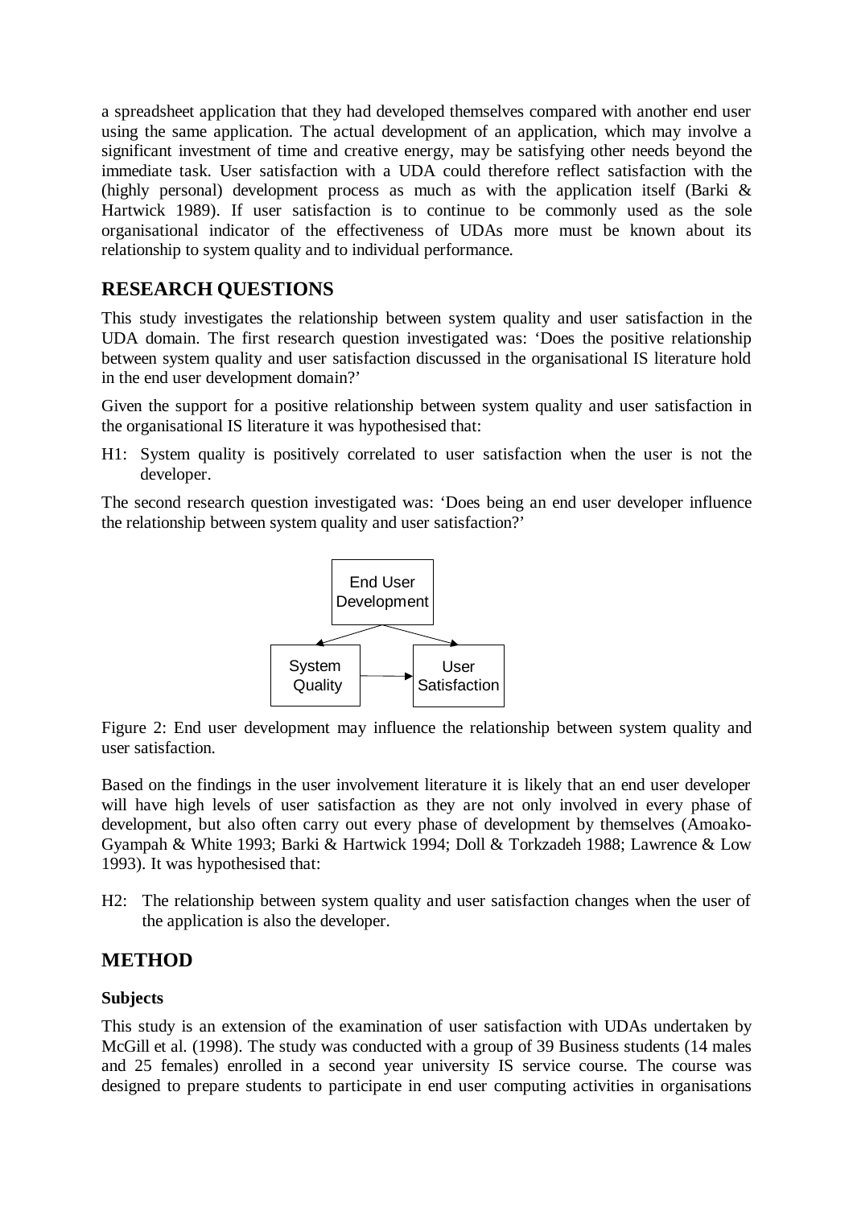a spreadsheet application that they had developed themselves compared with another end user using the same application. The actual development of an application, which may involve a significant investment of time and creative energy, may be satisfying other needs beyond the immediate task. User satisfaction with a UDA could therefore reflect satisfaction with the (highly personal) development process as much as with the application itself (Barki & Hartwick 1989). If user satisfaction is to continue to be commonly used as the sole organisational indicator of the effectiveness of UDAs more must be known about its relationship to system quality and to individual performance.

## RESEARCH QUESTIONS

This study investigates the relationship between system quality and user satisfaction in the UDA domain. The first research question investigated was: 'Does the positive relationship between system quality and user satisfaction discussed in the organisational IS literature hold in the end user development domain?'

Given the support for a positive relationship between system quality and user satisfaction in the organisational IS literature it was hypothesised that:

H1: System quality is positively correlated to user satisfaction when the user is not the developer.

The second research question investigated was: 'Does being an end user developer influence the relationship between system quality and user satisfaction?'

End User Development

System Quality → User Satisfaction

Figure 2: End user development may influence the relationship between system quality and user satisfaction.

Based on the findings in the user involvement literature it is likely that an end user developer will have high levels of user satisfaction as they are not only involved in every phase of development, but also often carry out every phase of development by themselves (Amoako-Gyampah & White 1993; Barki & Hartwick 1994; Doll & Torkzadeh 1988; Lawrence & Low 1993). It was hypothesised that:

H2: The relationship between system quality and user satisfaction changes when the user of the application is also the developer.

## METHOD

### Subjects

This study is an extension of the examination of user satisfaction with UDAs undertaken by McGill et al. (1998). The study was conducted with a group of 39 Business students (14 males and 25 females) enrolled in a second year university IS service course. The course was designed to prepare students to participate in end user computing activities in organisations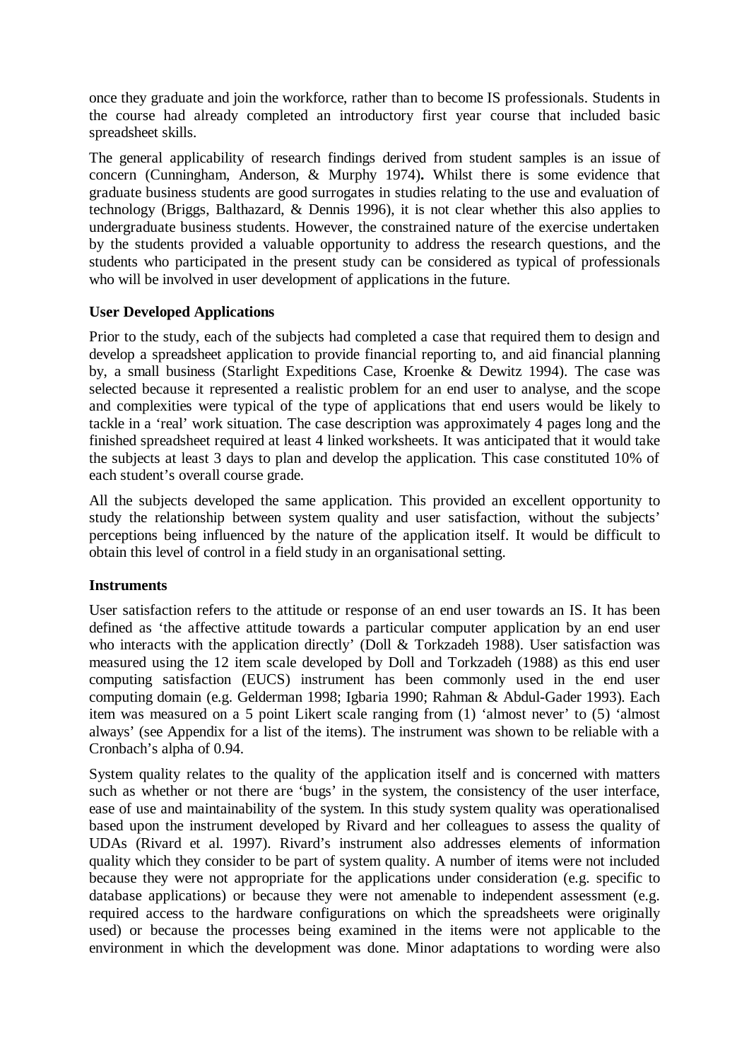once they graduate and join the workforce, rather than to become IS professionals. Students in the course had already completed an introductory first year course that included basic spreadsheet skills.

The general applicability of research findings derived from student samples is an issue of concern (Cunningham, Anderson, & Murphy 1974). Whilst there is some evidence that graduate business students are good surrogates in studies relating to the use and evaluation of technology (Briggs, Balthazard, & Dennis 1996), it is not clear whether this also applies to undergraduate business students. However, the constrained nature of the exercise undertaken by the students provided a valuable opportunity to address the research questions, and the students who participated in the present study can be considered as typical of professionals who will be involved in user development of applications in the future.

**User Developed Applications**

Prior to the study, each of the subjects had completed a case that required them to design and develop a spreadsheet application to provide financial reporting to, and aid financial planning by, a small business (Starlight Expeditions Case, Kroenke & Dewitz 1994). The case was selected because it represented a realistic problem for an end user to analyse, and the scope and complexities were typical of the type of applications that end users would be likely to tackle in a 'real' work situation. The case description was approximately 4 pages long and the finished spreadsheet required at least 4 linked worksheets. It was anticipated that it would take the subjects at least 3 days to plan and develop the application. This case constituted 10% of each student's overall course grade.

All the subjects developed the same application. This provided an excellent opportunity to study the relationship between system quality and user satisfaction, without the subjects' perceptions being influenced by the nature of the application itself. It would be difficult to obtain this level of control in a field study in an organisational setting.

**Instruments**

User satisfaction refers to the attitude or response of an end user towards an IS. It has been defined as 'the affective attitude towards a particular computer application by an end user who interacts with the application directly' (Doll & Torkzadeh 1988). User satisfaction was measured using the 12 item scale developed by Doll and Torkzadeh (1988) as this end user computing satisfaction (EUCS) instrument has been commonly used in the end user computing domain (e.g. Gelderman 1998; Igbaria 1990; Rahman & Abdul-Gader 1993). Each item was measured on a 5 point Likert scale ranging from (1) 'almost never' to (5) 'almost always' (see Appendix for a list of the items). The instrument was shown to be reliable with a Cronbach's alpha of 0.94.

System quality relates to the quality of the application itself and is concerned with matters such as whether or not there are 'bugs' in the system, the consistency of the user interface, ease of use and maintainability of the system. In this study system quality was operationalised based upon the instrument developed by Rivard and her colleagues to assess the quality of UDAs (Rivard et al. 1997). Rivard's instrument also addresses elements of information quality which they consider to be part of system quality. A number of items were not included because they were not appropriate for the applications under consideration (e.g. specific to database applications) or because they were not amenable to independent assessment (e.g. required access to the hardware configurations on which the spreadsheets were originally used) or because the processes being examined in the items were not applicable to the environment in which the development was done. Minor adaptations to wording were also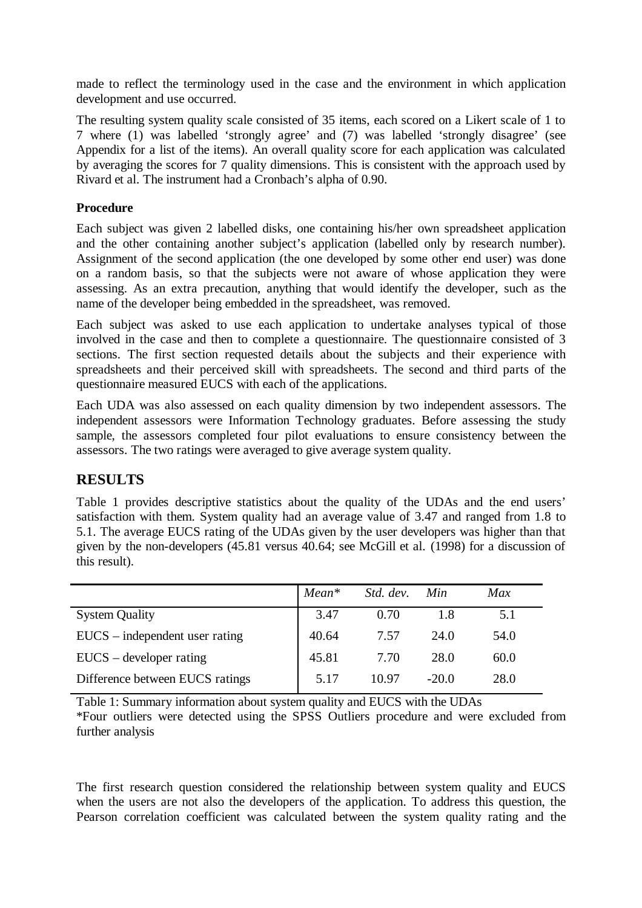made to reflect the terminology used in the case and the environment in which application development and use occurred.

The resulting system quality scale consisted of 35 items, each scored on a Likert scale of 1 to 7 where (1) was labelled 'strongly agree' and (7) was labelled 'strongly disagree' (see Appendix for a list of the items). An overall quality score for each application was calculated by averaging the scores for 7 quality dimensions. This is consistent with the approach used by Rivard et al. The instrument had a Cronbach's alpha of 0.90.

**Procedure**

Each subject was given 2 labelled disks, one containing his/her own spreadsheet application and the other containing another subject's application (labelled only by research number). Assignment of the second application (the one developed by some other end user) was done on a random basis, so that the subjects were not aware of whose application they were assessing. As an extra precaution, anything that would identify the developer, such as the name of the developer being embedded in the spreadsheet, was removed.

Each subject was asked to use each application to undertake analyses typical of those involved in the case and then to complete a questionnaire. The questionnaire consisted of 3 sections. The first section requested details about the subjects and their experience with spreadsheets and their perceived skill with spreadsheets. The second and third parts of the questionnaire measured EUCS with each of the applications.

Each UDA was also assessed on each quality dimension by two independent assessors. The independent assessors were Information Technology graduates. Before assessing the study sample, the assessors completed four pilot evaluations to ensure consistency between the assessors. The two ratings were averaged to give average system quality.

## RESULTS

Table 1 provides descriptive statistics about the quality of the UDAs and the end users' satisfaction with them. System quality had an average value of 3.47 and ranged from 1.8 to 5.1. The average EUCS rating of the UDAs given by the user developers was higher than that given by the non-developers (45.81 versus 40.64; see McGill et al. (1998) for a discussion of this result).

| | *Mean\** | *Std. dev.* | *Min* | *Max* |
|---|---|---|---|---|
| System Quality | 3.47 | 0.70 | 1.8 | 5.1 |
| EUCS – independent user rating | 40.64 | 7.57 | 24.0 | 54.0 |
| EUCS – developer rating | 45.81 | 7.70 | 28.0 | 60.0 |
| Difference between EUCS ratings | 5.17 | 10.97 | -20.0 | 28.0 |

Table 1: Summary information about system quality and EUCS with the UDAs

\*Four outliers were detected using the SPSS Outliers procedure and were excluded from further analysis

The first research question considered the relationship between system quality and EUCS when the users are not also the developers of the application. To address this question, the Pearson correlation coefficient was calculated between the system quality rating and the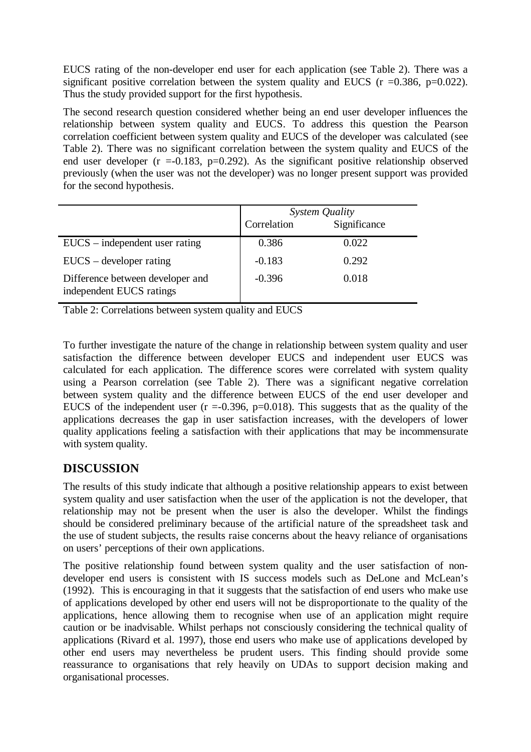EUCS rating of the non-developer end user for each application (see Table 2). There was a significant positive correlation between the system quality and EUCS ($r = 0.386$, $p = 0.022$). Thus the study provided support for the first hypothesis.

The second research question considered whether being an end user developer influences the relationship between system quality and EUCS. To address this question the Pearson correlation coefficient between system quality and EUCS of the developer was calculated (see Table 2). There was no significant correlation between the system quality and EUCS of the end user developer ($r = -0.183$, $p = 0.292$). As the significant positive relationship observed previously (when the user was not the developer) was no longer present support was provided for the second hypothesis.

| | *System Quality* | |
|---|---|---|
| | Correlation | Significance |
| EUCS – independent user rating | 0.386 | 0.022 |
| EUCS – developer rating | -0.183 | 0.292 |
| Difference between developer and independent EUCS ratings | -0.396 | 0.018 |

Table 2: Correlations between system quality and EUCS

To further investigate the nature of the change in relationship between system quality and user satisfaction the difference between developer EUCS and independent user EUCS was calculated for each application. The difference scores were correlated with system quality using a Pearson correlation (see Table 2). There was a significant negative correlation between system quality and the difference between EUCS of the end user developer and EUCS of the independent user ($r = -0.396$, $p = 0.018$). This suggests that as the quality of the applications decreases the gap in user satisfaction increases, with the developers of lower quality applications feeling a satisfaction with their applications that may be incommensurate with system quality.

## DISCUSSION

The results of this study indicate that although a positive relationship appears to exist between system quality and user satisfaction when the user of the application is not the developer, that relationship may not be present when the user is also the developer. Whilst the findings should be considered preliminary because of the artificial nature of the spreadsheet task and the use of student subjects, the results raise concerns about the heavy reliance of organisations on users' perceptions of their own applications.

The positive relationship found between system quality and the user satisfaction of non-developer end users is consistent with IS success models such as DeLone and McLean's (1992). This is encouraging in that it suggests that the satisfaction of end users who make use of applications developed by other end users will not be disproportionate to the quality of the applications, hence allowing them to recognise when use of an application might require caution or be inadvisable. Whilst perhaps not consciously considering the technical quality of applications (Rivard et al. 1997), those end users who make use of applications developed by other end users may nevertheless be prudent users. This finding should provide some reassurance to organisations that rely heavily on UDAs to support decision making and organisational processes.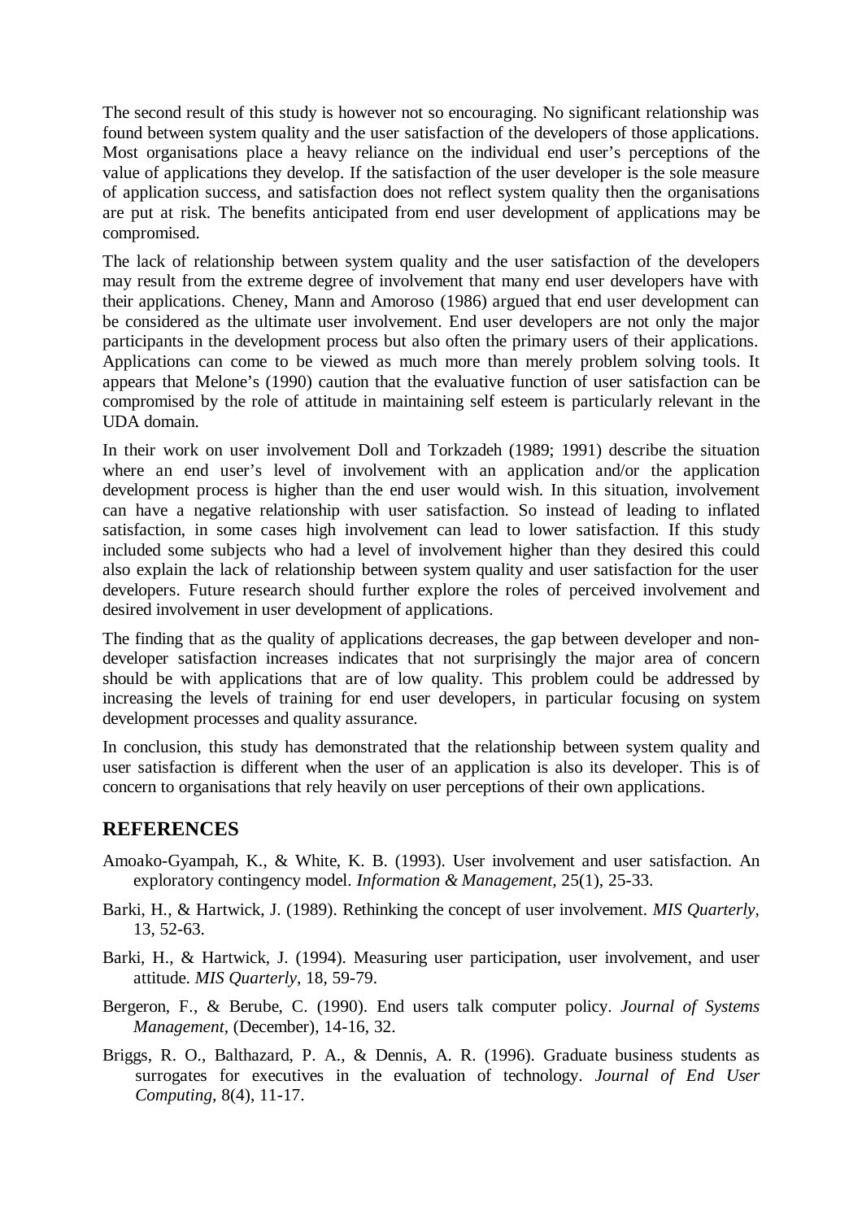The second result of this study is however not so encouraging. No significant relationship was found between system quality and the user satisfaction of the developers of those applications. Most organisations place a heavy reliance on the individual end user's perceptions of the value of applications they develop. If the satisfaction of the user developer is the sole measure of application success, and satisfaction does not reflect system quality then the organisations are put at risk. The benefits anticipated from end user development of applications may be compromised.

The lack of relationship between system quality and the user satisfaction of the developers may result from the extreme degree of involvement that many end user developers have with their applications. Cheney, Mann and Amoroso (1986) argued that end user development can be considered as the ultimate user involvement. End user developers are not only the major participants in the development process but also often the primary users of their applications. Applications can come to be viewed as much more than merely problem solving tools. It appears that Melone's (1990) caution that the evaluative function of user satisfaction can be compromised by the role of attitude in maintaining self esteem is particularly relevant in the UDA domain.

In their work on user involvement Doll and Torkzadeh (1989; 1991) describe the situation where an end user's level of involvement with an application and/or the application development process is higher than the end user would wish. In this situation, involvement can have a negative relationship with user satisfaction. So instead of leading to inflated satisfaction, in some cases high involvement can lead to lower satisfaction. If this study included some subjects who had a level of involvement higher than they desired this could also explain the lack of relationship between system quality and user satisfaction for the user developers. Future research should further explore the roles of perceived involvement and desired involvement in user development of applications.

The finding that as the quality of applications decreases, the gap between developer and non-developer satisfaction increases indicates that not surprisingly the major area of concern should be with applications that are of low quality. This problem could be addressed by increasing the levels of training for end user developers, in particular focusing on system development processes and quality assurance.

In conclusion, this study has demonstrated that the relationship between system quality and user satisfaction is different when the user of an application is also its developer. This is of concern to organisations that rely heavily on user perceptions of their own applications.

## REFERENCES

Amoako-Gyampah, K., & White, K. B. (1993). User involvement and user satisfaction. An exploratory contingency model. *Information & Management*, 25(1), 25-33.

Barki, H., & Hartwick, J. (1989). Rethinking the concept of user involvement. *MIS Quarterly*, 13, 52-63.

Barki, H., & Hartwick, J. (1994). Measuring user participation, user involvement, and user attitude. *MIS Quarterly*, 18, 59-79.

Bergeron, F., & Berube, C. (1990). End users talk computer policy. *Journal of Systems Management*, (December), 14-16, 32.

Briggs, R. O., Balthazard, P. A., & Dennis, A. R. (1996). Graduate business students as surrogates for executives in the evaluation of technology. *Journal of End User Computing*, 8(4), 11-17.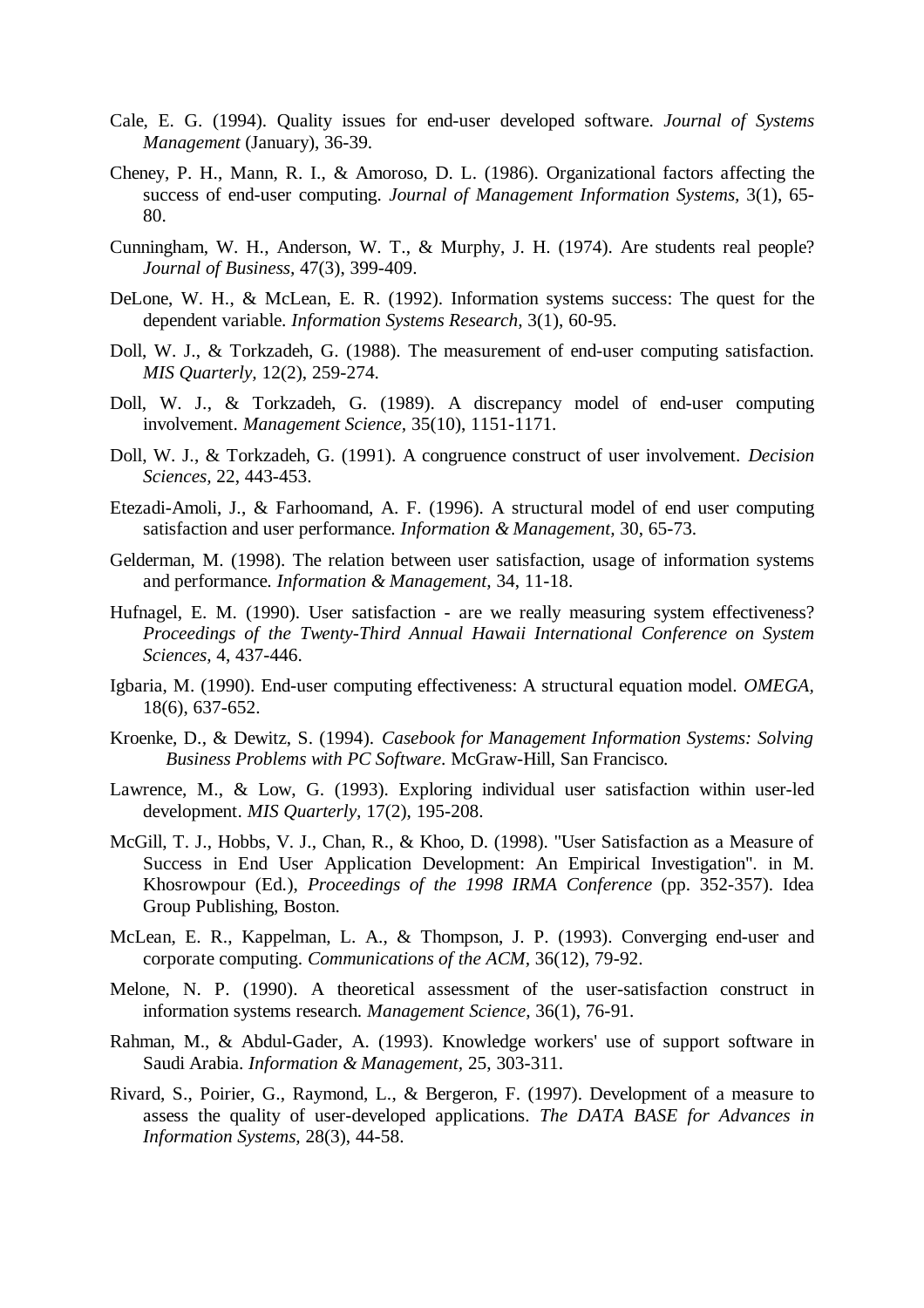Cale, E. G. (1994). Quality issues for end-user developed software. *Journal of Systems Management* (January), 36-39.

Cheney, P. H., Mann, R. I., & Amoroso, D. L. (1986). Organizational factors affecting the success of end-user computing. *Journal of Management Information Systems,* 3(1), 65-80.

Cunningham, W. H., Anderson, W. T., & Murphy, J. H. (1974). Are students real people? *Journal of Business,* 47(3), 399-409.

DeLone, W. H., & McLean, E. R. (1992). Information systems success: The quest for the dependent variable. *Information Systems Research,* 3(1), 60-95.

Doll, W. J., & Torkzadeh, G. (1988). The measurement of end-user computing satisfaction. *MIS Quarterly,* 12(2), 259-274.

Doll, W. J., & Torkzadeh, G. (1989). A discrepancy model of end-user computing involvement. *Management Science,* 35(10), 1151-1171.

Doll, W. J., & Torkzadeh, G. (1991). A congruence construct of user involvement. *Decision Sciences,* 22, 443-453.

Etezadi-Amoli, J., & Farhoomand, A. F. (1996). A structural model of end user computing satisfaction and user performance. *Information & Management,* 30, 65-73.

Gelderman, M. (1998). The relation between user satisfaction, usage of information systems and performance. *Information & Management,* 34, 11-18.

Hufnagel, E. M. (1990). User satisfaction - are we really measuring system effectiveness? *Proceedings of the Twenty-Third Annual Hawaii International Conference on System Sciences,* 4, 437-446.

Igbaria, M. (1990). End-user computing effectiveness: A structural equation model. *OMEGA,* 18(6), 637-652.

Kroenke, D., & Dewitz, S. (1994). *Casebook for Management Information Systems: Solving Business Problems with PC Software*. McGraw-Hill, San Francisco.

Lawrence, M., & Low, G. (1993). Exploring individual user satisfaction within user-led development. *MIS Quarterly,* 17(2), 195-208.

McGill, T. J., Hobbs, V. J., Chan, R., & Khoo, D. (1998). "User Satisfaction as a Measure of Success in End User Application Development: An Empirical Investigation". in M. Khosrowpour (Ed.), *Proceedings of the 1998 IRMA Conference* (pp. 352-357). Idea Group Publishing, Boston.

McLean, E. R., Kappelman, L. A., & Thompson, J. P. (1993). Converging end-user and corporate computing. *Communications of the ACM,* 36(12), 79-92.

Melone, N. P. (1990). A theoretical assessment of the user-satisfaction construct in information systems research. *Management Science,* 36(1), 76-91.

Rahman, M., & Abdul-Gader, A. (1993). Knowledge workers' use of support software in Saudi Arabia. *Information & Management,* 25, 303-311.

Rivard, S., Poirier, G., Raymond, L., & Bergeron, F. (1997). Development of a measure to assess the quality of user-developed applications. *The DATA BASE for Advances in Information Systems,* 28(3), 44-58.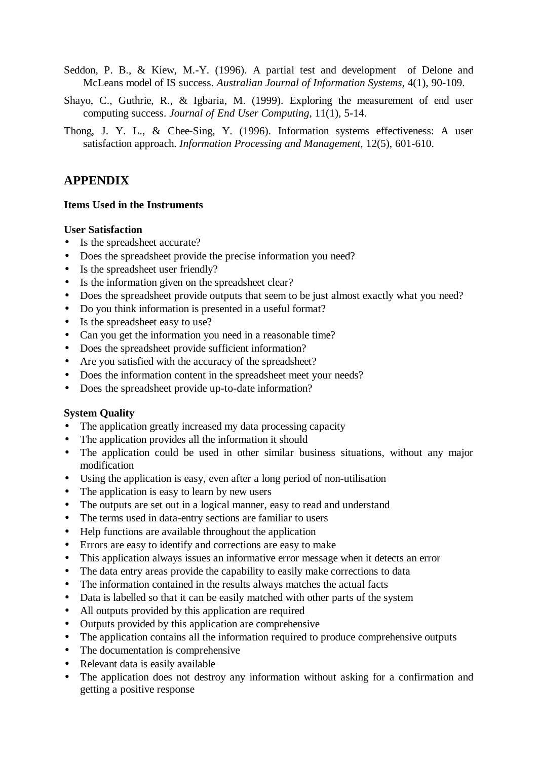Seddon, P. B., & Kiew, M.-Y. (1996). A partial test and development of Delone and McLeans model of IS success. *Australian Journal of Information Systems*, 4(1), 90-109.

Shayo, C., Guthrie, R., & Igbaria, M. (1999). Exploring the measurement of end user computing success. *Journal of End User Computing,* 11(1), 5-14.

Thong, J. Y. L., & Chee-Sing, Y. (1996). Information systems effectiveness: A user satisfaction approach. *Information Processing and Management,* 12(5), 601-610.

## APPENDIX

### Items Used in the Instruments

**User Satisfaction**

- Is the spreadsheet accurate?
- Does the spreadsheet provide the precise information you need?
- Is the spreadsheet user friendly?
- Is the information given on the spreadsheet clear?
- Does the spreadsheet provide outputs that seem to be just almost exactly what you need?
- Do you think information is presented in a useful format?
- Is the spreadsheet easy to use?
- Can you get the information you need in a reasonable time?
- Does the spreadsheet provide sufficient information?
- Are you satisfied with the accuracy of the spreadsheet?
- Does the information content in the spreadsheet meet your needs?
- Does the spreadsheet provide up-to-date information?

**System Quality**

- The application greatly increased my data processing capacity
- The application provides all the information it should
- The application could be used in other similar business situations, without any major modification
- Using the application is easy, even after a long period of non-utilisation
- The application is easy to learn by new users
- The outputs are set out in a logical manner, easy to read and understand
- The terms used in data-entry sections are familiar to users
- Help functions are available throughout the application
- Errors are easy to identify and corrections are easy to make
- This application always issues an informative error message when it detects an error
- The data entry areas provide the capability to easily make corrections to data
- The information contained in the results always matches the actual facts
- Data is labelled so that it can be easily matched with other parts of the system
- All outputs provided by this application are required
- Outputs provided by this application are comprehensive
- The application contains all the information required to produce comprehensive outputs
- The documentation is comprehensive
- Relevant data is easily available
- The application does not destroy any information without asking for a confirmation and getting a positive response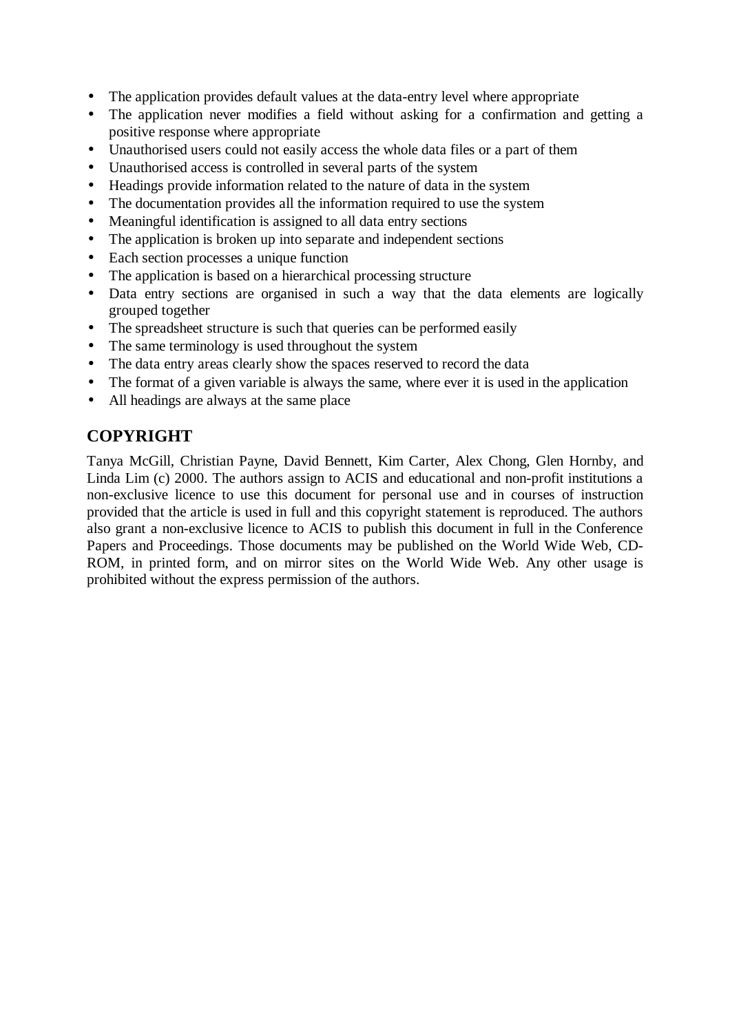- The application provides default values at the data-entry level where appropriate
- The application never modifies a field without asking for a confirmation and getting a positive response where appropriate
- Unauthorised users could not easily access the whole data files or a part of them
- Unauthorised access is controlled in several parts of the system
- Headings provide information related to the nature of data in the system
- The documentation provides all the information required to use the system
- Meaningful identification is assigned to all data entry sections
- The application is broken up into separate and independent sections
- Each section processes a unique function
- The application is based on a hierarchical processing structure
- Data entry sections are organised in such a way that the data elements are logically grouped together
- The spreadsheet structure is such that queries can be performed easily
- The same terminology is used throughout the system
- The data entry areas clearly show the spaces reserved to record the data
- The format of a given variable is always the same, where ever it is used in the application
- All headings are always at the same place

## COPYRIGHT

Tanya McGill, Christian Payne, David Bennett, Kim Carter, Alex Chong, Glen Hornby, and Linda Lim (c) 2000. The authors assign to ACIS and educational and non-profit institutions a non-exclusive licence to use this document for personal use and in courses of instruction provided that the article is used in full and this copyright statement is reproduced. The authors also grant a non-exclusive licence to ACIS to publish this document in full in the Conference Papers and Proceedings. Those documents may be published on the World Wide Web, CD-ROM, in printed form, and on mirror sites on the World Wide Web. Any other usage is prohibited without the express permission of the authors.